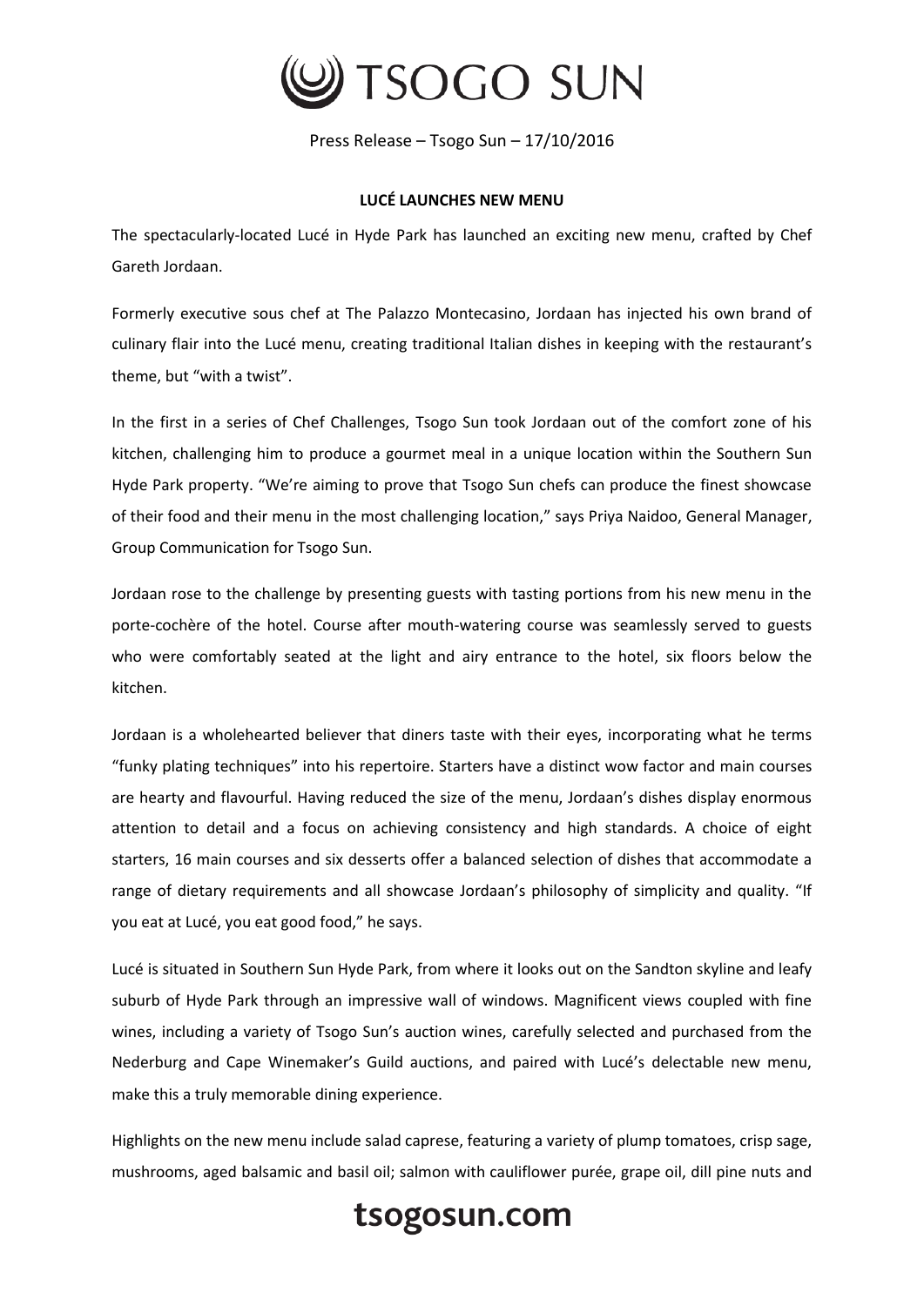# TSOGO SUN

Press Release – Tsogo Sun – 17/10/2016

## LUCÉ LAUNCHES NEW MENU

The spectacularly-located Lucé in Hyde Park has launched an exciting new menu, crafted by Chef Gareth Jordaan.

Formerly executive sous chef at The Palazzo Montecasino, Jordaan has injected his own brand of culinary flair into the Lucé menu, creating traditional Italian dishes in keeping with the restaurant's theme, but "with a twist".

In the first in a series of Chef Challenges, Tsogo Sun took Jordaan out of the comfort zone of his kitchen, challenging him to produce a gourmet meal in a unique location within the Southern Sun Hyde Park property. "We're aiming to prove that Tsogo Sun chefs can produce the finest showcase of their food and their menu in the most challenging location," says Priya Naidoo, General Manager, Group Communication for Tsogo Sun.

Jordaan rose to the challenge by presenting guests with tasting portions from his new menu in the porte-cochère of the hotel. Course after mouth-watering course was seamlessly served to guests who were comfortably seated at the light and airy entrance to the hotel, six floors below the kitchen.

Jordaan is a wholehearted believer that diners taste with their eyes, incorporating what he terms "funky plating techniques" into his repertoire. Starters have a distinct wow factor and main courses are hearty and flavourful. Having reduced the size of the menu, Jordaan's dishes display enormous attention to detail and a focus on achieving consistency and high standards. A choice of eight starters, 16 main courses and six desserts offer a balanced selection of dishes that accommodate a range of dietary requirements and all showcase Jordaan's philosophy of simplicity and quality. "If you eat at Lucé, you eat good food," he says.

Lucé is situated in Southern Sun Hyde Park, from where it looks out on the Sandton skyline and leafy suburb of Hyde Park through an impressive wall of windows. Magnificent views coupled with fine wines, including a variety of Tsogo Sun's auction wines, carefully selected and purchased from the Nederburg and Cape Winemaker's Guild auctions, and paired with Lucé's delectable new menu, make this a truly memorable dining experience.

Highlights on the new menu include salad caprese, featuring a variety of plump tomatoes, crisp sage, mushrooms, aged balsamic and basil oil; salmon with cauliflower purée, grape oil, dill pine nuts and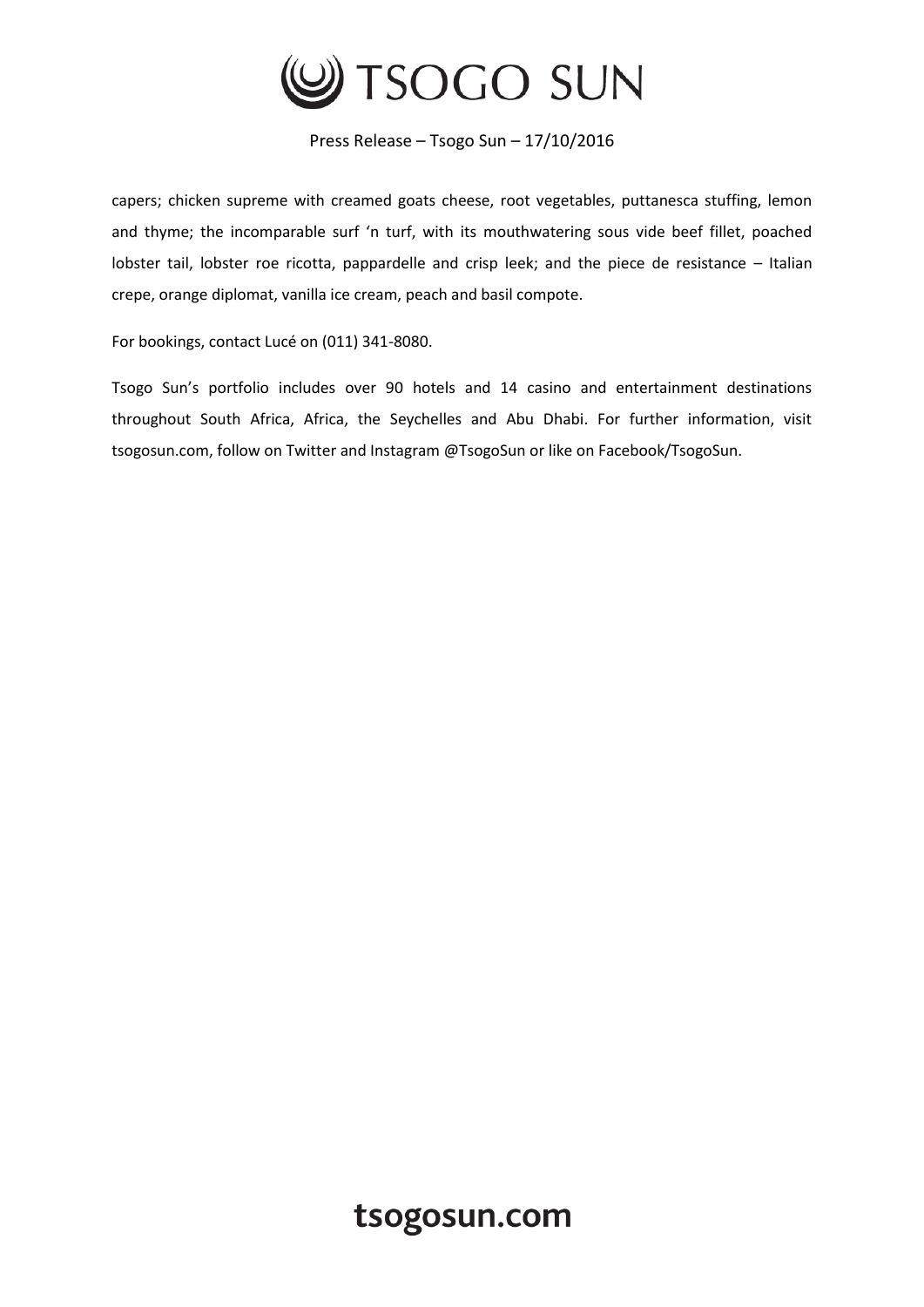capers; chicken supreme with creamed goats cheese, root vegetables, puttanesca stuffing, lemon and thyme; the incomparable surf 'n turf, with its mouthwatering sous vide beef fillet, poached lobster tail, lobster roe ricotta, pappardelle and crisp leek; and the piece de resistance – Italian crepe, orange diplomat, vanilla ice cream, peach and basil compote.

For bookings, contact Lucé on (011) 341-8080.

Tsogo Sun's portfolio includes over 90 hotels and 14 casino and entertainment destinations throughout South Africa, Africa, the Seychelles and Abu Dhabi. For further information, visit tsogosun.com, follow on Twitter and Instagram @TsogoSun or like on Facebook/TsogoSun.